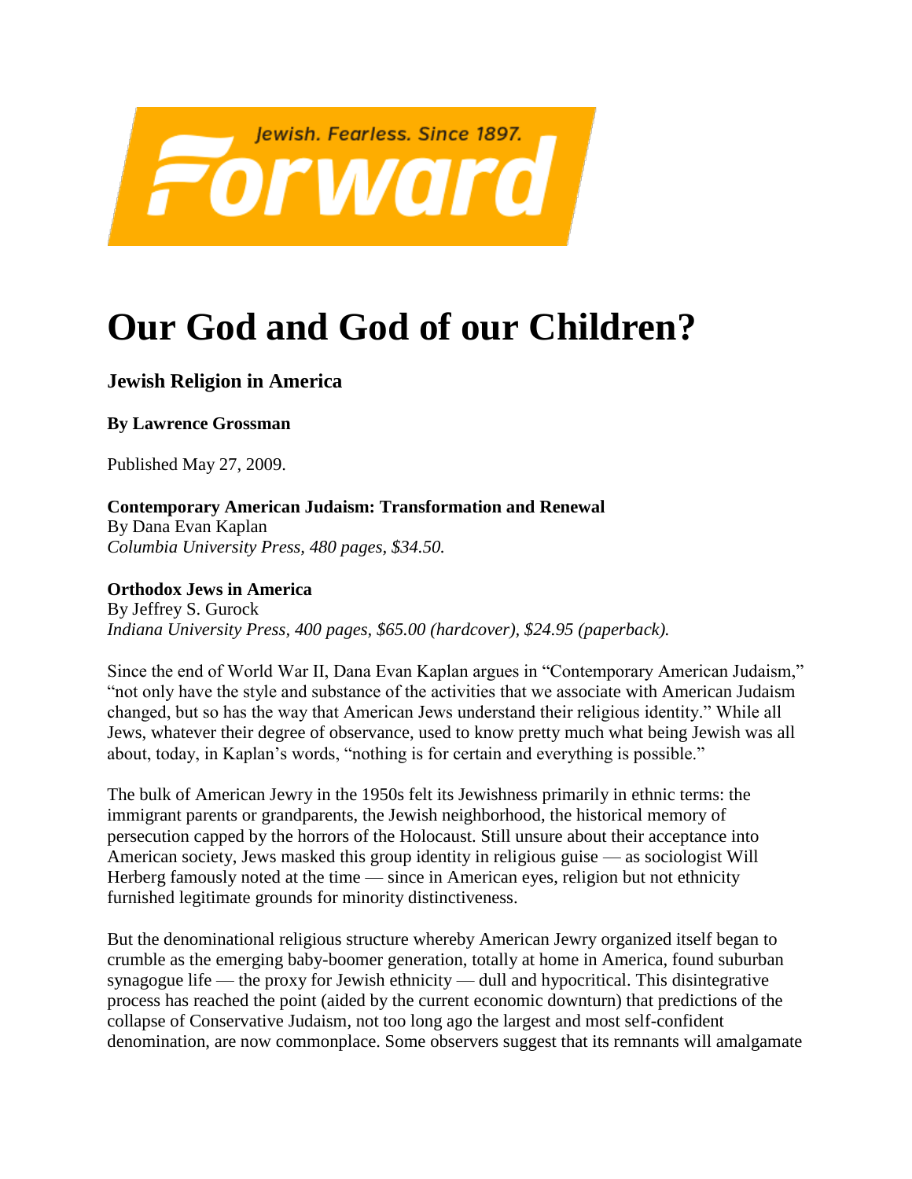# Our God and God of our Children?

### Jewish Religion in America

**By Lawrence Grossman**

Published May 27, 2009.

**Contemporary American Judaism: Transformation and Renewal**
By Dana Evan Kaplan
*Columbia University Press, 480 pages, $34.50.*

**Orthodox Jews in America**
By Jeffrey S. Gurock
*Indiana University Press, 400 pages, $65.00 (hardcover), $24.95 (paperback).*

Since the end of World War II, Dana Evan Kaplan argues in "Contemporary American Judaism," "not only have the style and substance of the activities that we associate with American Judaism changed, but so has the way that American Jews understand their religious identity." While all Jews, whatever their degree of observance, used to know pretty much what being Jewish was all about, today, in Kaplan's words, "nothing is for certain and everything is possible."

The bulk of American Jewry in the 1950s felt its Jewishness primarily in ethnic terms: the immigrant parents or grandparents, the Jewish neighborhood, the historical memory of persecution capped by the horrors of the Holocaust. Still unsure about their acceptance into American society, Jews masked this group identity in religious guise — as sociologist Will Herberg famously noted at the time — since in American eyes, religion but not ethnicity furnished legitimate grounds for minority distinctiveness.

But the denominational religious structure whereby American Jewry organized itself began to crumble as the emerging baby-boomer generation, totally at home in America, found suburban synagogue life — the proxy for Jewish ethnicity — dull and hypocritical. This disintegrative process has reached the point (aided by the current economic downturn) that predictions of the collapse of Conservative Judaism, not too long ago the largest and most self-confident denomination, are now commonplace. Some observers suggest that its remnants will amalgamate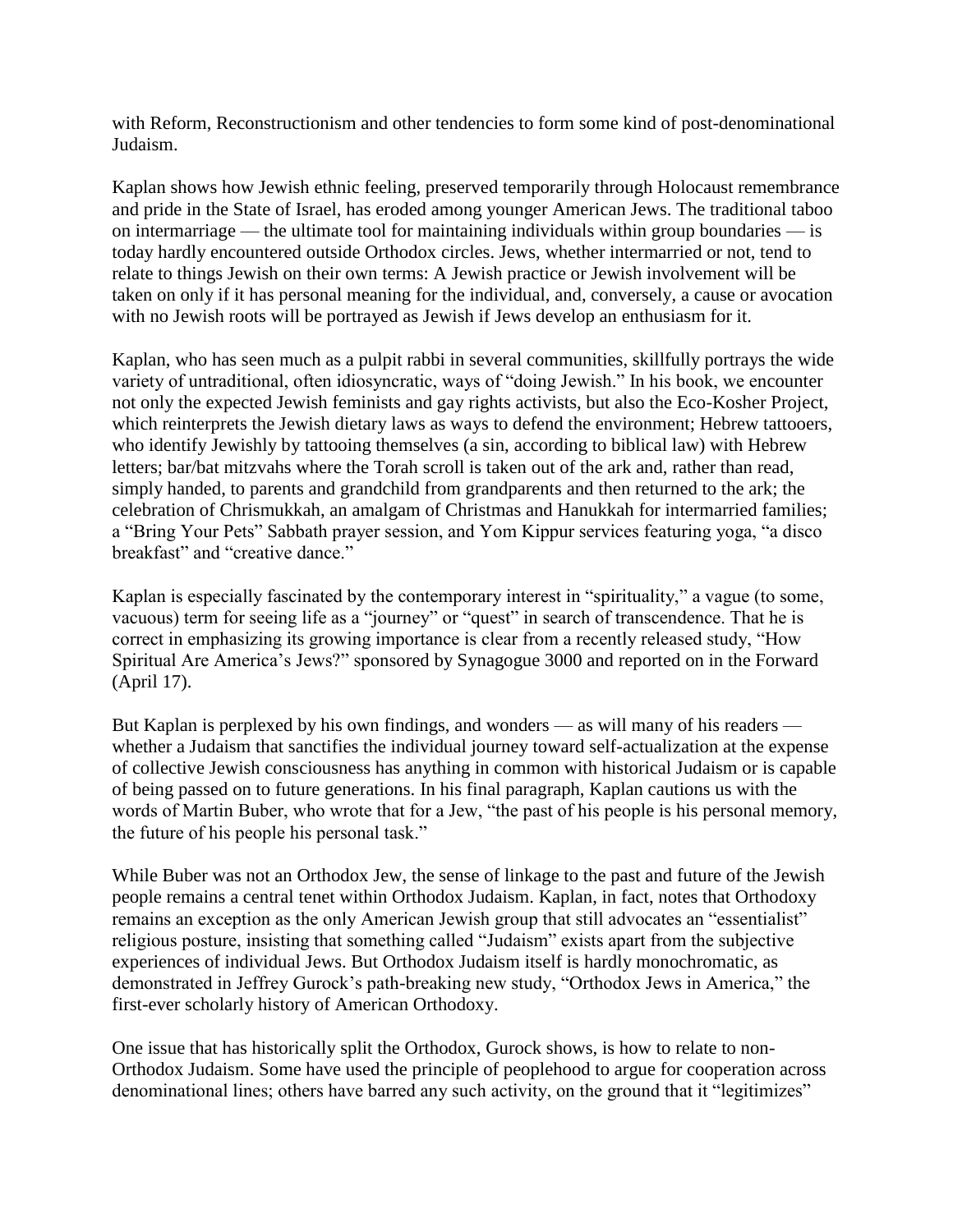with Reform, Reconstructionism and other tendencies to form some kind of post-denominational Judaism.

Kaplan shows how Jewish ethnic feeling, preserved temporarily through Holocaust remembrance and pride in the State of Israel, has eroded among younger American Jews. The traditional taboo on intermarriage — the ultimate tool for maintaining individuals within group boundaries — is today hardly encountered outside Orthodox circles. Jews, whether intermarried or not, tend to relate to things Jewish on their own terms: A Jewish practice or Jewish involvement will be taken on only if it has personal meaning for the individual, and, conversely, a cause or avocation with no Jewish roots will be portrayed as Jewish if Jews develop an enthusiasm for it.

Kaplan, who has seen much as a pulpit rabbi in several communities, skillfully portrays the wide variety of untraditional, often idiosyncratic, ways of "doing Jewish." In his book, we encounter not only the expected Jewish feminists and gay rights activists, but also the Eco-Kosher Project, which reinterprets the Jewish dietary laws as ways to defend the environment; Hebrew tattooers, who identify Jewishly by tattooing themselves (a sin, according to biblical law) with Hebrew letters; bar/bat mitzvahs where the Torah scroll is taken out of the ark and, rather than read, simply handed, to parents and grandchild from grandparents and then returned to the ark; the celebration of Chrismukkah, an amalgam of Christmas and Hanukkah for intermarried families; a "Bring Your Pets" Sabbath prayer session, and Yom Kippur services featuring yoga, "a disco breakfast" and "creative dance."

Kaplan is especially fascinated by the contemporary interest in "spirituality," a vague (to some, vacuous) term for seeing life as a "journey" or "quest" in search of transcendence. That he is correct in emphasizing its growing importance is clear from a recently released study, "How Spiritual Are America's Jews?" sponsored by Synagogue 3000 and reported on in the Forward (April 17).

But Kaplan is perplexed by his own findings, and wonders — as will many of his readers — whether a Judaism that sanctifies the individual journey toward self-actualization at the expense of collective Jewish consciousness has anything in common with historical Judaism or is capable of being passed on to future generations. In his final paragraph, Kaplan cautions us with the words of Martin Buber, who wrote that for a Jew, "the past of his people is his personal memory, the future of his people his personal task."

While Buber was not an Orthodox Jew, the sense of linkage to the past and future of the Jewish people remains a central tenet within Orthodox Judaism. Kaplan, in fact, notes that Orthodoxy remains an exception as the only American Jewish group that still advocates an "essentialist" religious posture, insisting that something called "Judaism" exists apart from the subjective experiences of individual Jews. But Orthodox Judaism itself is hardly monochromatic, as demonstrated in Jeffrey Gurock's path-breaking new study, "Orthodox Jews in America," the first-ever scholarly history of American Orthodoxy.

One issue that has historically split the Orthodox, Gurock shows, is how to relate to non-Orthodox Judaism. Some have used the principle of peoplehood to argue for cooperation across denominational lines; others have barred any such activity, on the ground that it "legitimizes"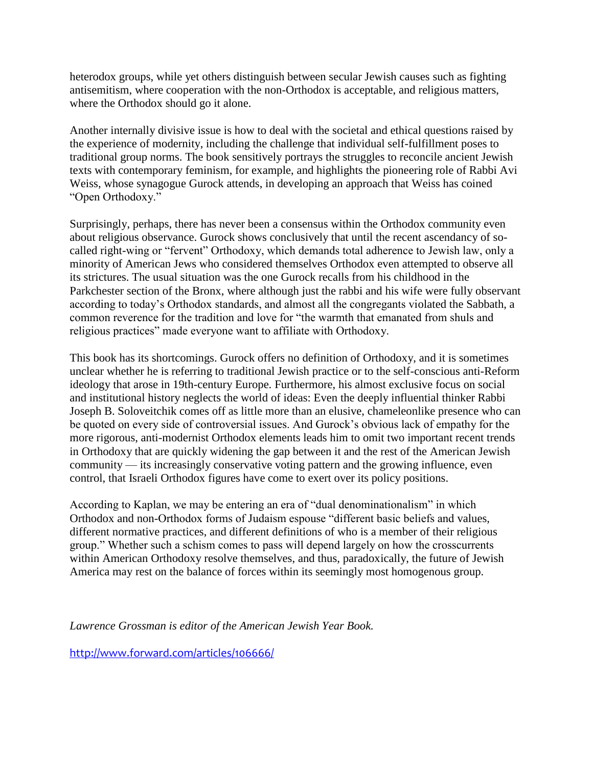heterodox groups, while yet others distinguish between secular Jewish causes such as fighting antisemitism, where cooperation with the non-Orthodox is acceptable, and religious matters, where the Orthodox should go it alone.

Another internally divisive issue is how to deal with the societal and ethical questions raised by the experience of modernity, including the challenge that individual self-fulfillment poses to traditional group norms. The book sensitively portrays the struggles to reconcile ancient Jewish texts with contemporary feminism, for example, and highlights the pioneering role of Rabbi Avi Weiss, whose synagogue Gurock attends, in developing an approach that Weiss has coined "Open Orthodoxy."

Surprisingly, perhaps, there has never been a consensus within the Orthodox community even about religious observance. Gurock shows conclusively that until the recent ascendancy of so-called right-wing or "fervent" Orthodoxy, which demands total adherence to Jewish law, only a minority of American Jews who considered themselves Orthodox even attempted to observe all its strictures. The usual situation was the one Gurock recalls from his childhood in the Parkchester section of the Bronx, where although just the rabbi and his wife were fully observant according to today's Orthodox standards, and almost all the congregants violated the Sabbath, a common reverence for the tradition and love for "the warmth that emanated from shuls and religious practices" made everyone want to affiliate with Orthodoxy.

This book has its shortcomings. Gurock offers no definition of Orthodoxy, and it is sometimes unclear whether he is referring to traditional Jewish practice or to the self-conscious anti-Reform ideology that arose in 19th-century Europe. Furthermore, his almost exclusive focus on social and institutional history neglects the world of ideas: Even the deeply influential thinker Rabbi Joseph B. Soloveitchik comes off as little more than an elusive, chameleonlike presence who can be quoted on every side of controversial issues. And Gurock's obvious lack of empathy for the more rigorous, anti-modernist Orthodox elements leads him to omit two important recent trends in Orthodoxy that are quickly widening the gap between it and the rest of the American Jewish community — its increasingly conservative voting pattern and the growing influence, even control, that Israeli Orthodox figures have come to exert over its policy positions.

According to Kaplan, we may be entering an era of "dual denominationalism" in which Orthodox and non-Orthodox forms of Judaism espouse "different basic beliefs and values, different normative practices, and different definitions of who is a member of their religious group." Whether such a schism comes to pass will depend largely on how the crosscurrents within American Orthodoxy resolve themselves, and thus, paradoxically, the future of Jewish America may rest on the balance of forces within its seemingly most homogenous group.

*Lawrence Grossman is editor of the American Jewish Year Book.*

http://www.forward.com/articles/106666/